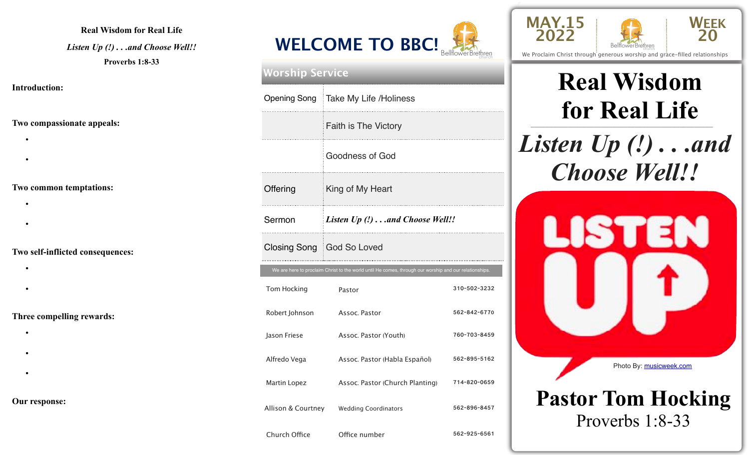**Real Wisdom for Real Life**

*Listen Up (!) . . .and Choose Well!!*

**Proverbs 1:8-33**

**Introduction:**

**Two compassionate appeals:**

- 
- 

**Two common temptations:**

- 
- 

**Two self-inflicted consequences:**

- 
- 

**Three compelling rewards:**

- 
- 
- 

**Our response:**

# WELCOME TO BBC!

Bellflower Brethren church

## Worship Service

| | |
|---|---|
| Opening Song | Take My Life /Holiness |
| | Faith is The Victory |
| | Goodness of God |
| Offering | King of My Heart |
| Sermon | ***Listen Up (!) . . .and Choose Well!!*** |
| Closing Song | God So Loved |

We are here to proclaim Christ to the world until He comes, through our worship and our relationships.

| | | |
|---|---|---|
| Tom Hocking | Pastor | 310-502-3232 |
| Robert Johnson | Assoc. Pastor | 562-842-6770 |
| Jason Friese | Assoc. Pastor (Youth) | 760-703-8459 |
| Alfredo Vega | Assoc. Pastor (Habla Español) | 562-895-5162 |
| Martin Lopez | Assoc. Pastor (Church Planting) | 714-820-0659 |
| Allison & Courtney | Wedding Coordinators | 562-896-8457 |
| Church Office | Office number | 562-925-6561 |

MAY.15 2022 — WEEK 20

Bellflower Brethren church

We Proclaim Christ through generous worship and grace-filled relationships

# Real Wisdom for Real Life

## *Listen Up (!) . . .and Choose Well!!*

Photo By: musicweek.com

## Pastor Tom Hocking

Proverbs 1:8-33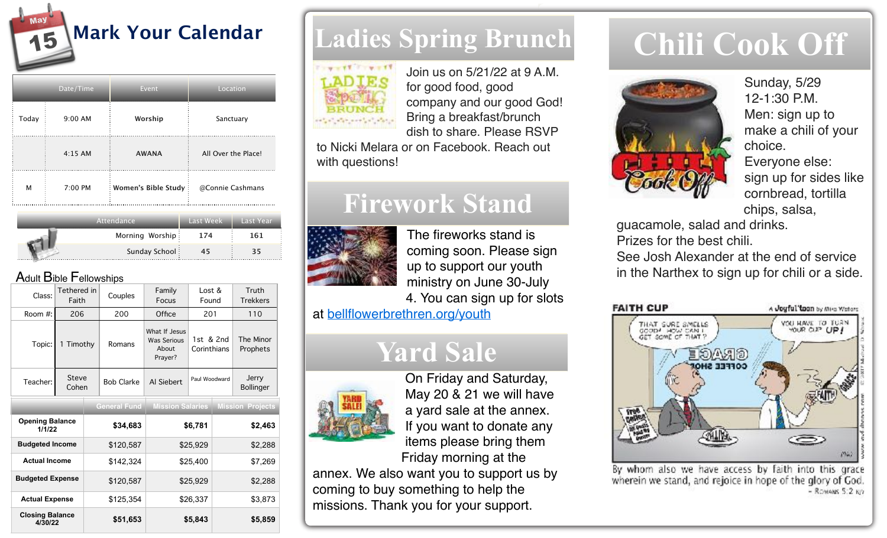# Mark Your Calendar

| Date/Time | | Event | Location |
|---|---|---|---|
| Today | 9:00 AM | Worship | Sanctuary |
| | 4:15 AM | AWANA | All Over the Place! |
| M | 7:00 PM | Women's Bible Study | @Connie Cashmans |

| Attendance | Last Week | Last Year |
|---|---|---|
| Morning Worship | 174 | 161 |
| Sunday School | 45 | 35 |

## Adult Bible Fellowships

| Class: | Tethered in Faith | Couples | Family Focus | Lost & Found | Truth Trekkers |
|---|---|---|---|---|---|
| Room #: | 206 | 200 | Office | 201 | 110 |
| Topic: | 1 Timothy | Romans | What If Jesus Was Serious About Prayer? | 1st & 2nd Corinthians | The Minor Prophets |
| Teacher: | Steve Cohen | Bob Clarke | Al Siebert | Paul Woodward | Jerry Bollinger |

| | General Fund | Mission Salaries | Mission Projects |
|---|---|---|---|
| **Opening Balance 1/1/22** | **$34,683** | **$6,781** | **$2,463** |
| **Budgeted Income** | $120,587 | $25,929 | $2,288 |
| **Actual Income** | $142,324 | $25,400 | $7,269 |
| **Budgeted Expense** | $120,587 | $25,929 | $2,288 |
| **Actual Expense** | $125,354 | $26,337 | $3,873 |
| **Closing Balance 4/30/22** | **$51,653** | **$5,843** | **$5,859** |

# Ladies Spring Brunch

Join us on 5/21/22 at 9 A.M. for good food, good company and our good God! Bring a breakfast/brunch dish to share. Please RSVP to Nicki Melara or on Facebook. Reach out with questions!

# Firework Stand

The fireworks stand is coming soon. Please sign up to support our youth ministry on June 30-July 4. You can sign up for slots at bellflowerbrethren.org/youth

# Yard Sale

On Friday and Saturday, May 20 & 21 we will have a yard sale at the annex. If you want to donate any items please bring them Friday morning at the annex. We also want you to support us by coming to buy something to help the missions. Thank you for your support.

# Chili Cook Off

Sunday, 5/29
12-1:30 P.M.
Men: sign up to make a chili of your choice.
Everyone else: sign up for sides like cornbread, tortilla chips, salsa, guacamole, salad and drinks.
Prizes for the best chili.
See Josh Alexander at the end of service in the Narthex to sign up for chili or a side.

FAITH CUP

By whom also we have access by faith into this grace wherein we stand, and rejoice in hope of the glory of God.
- Romans 5:2 KJV